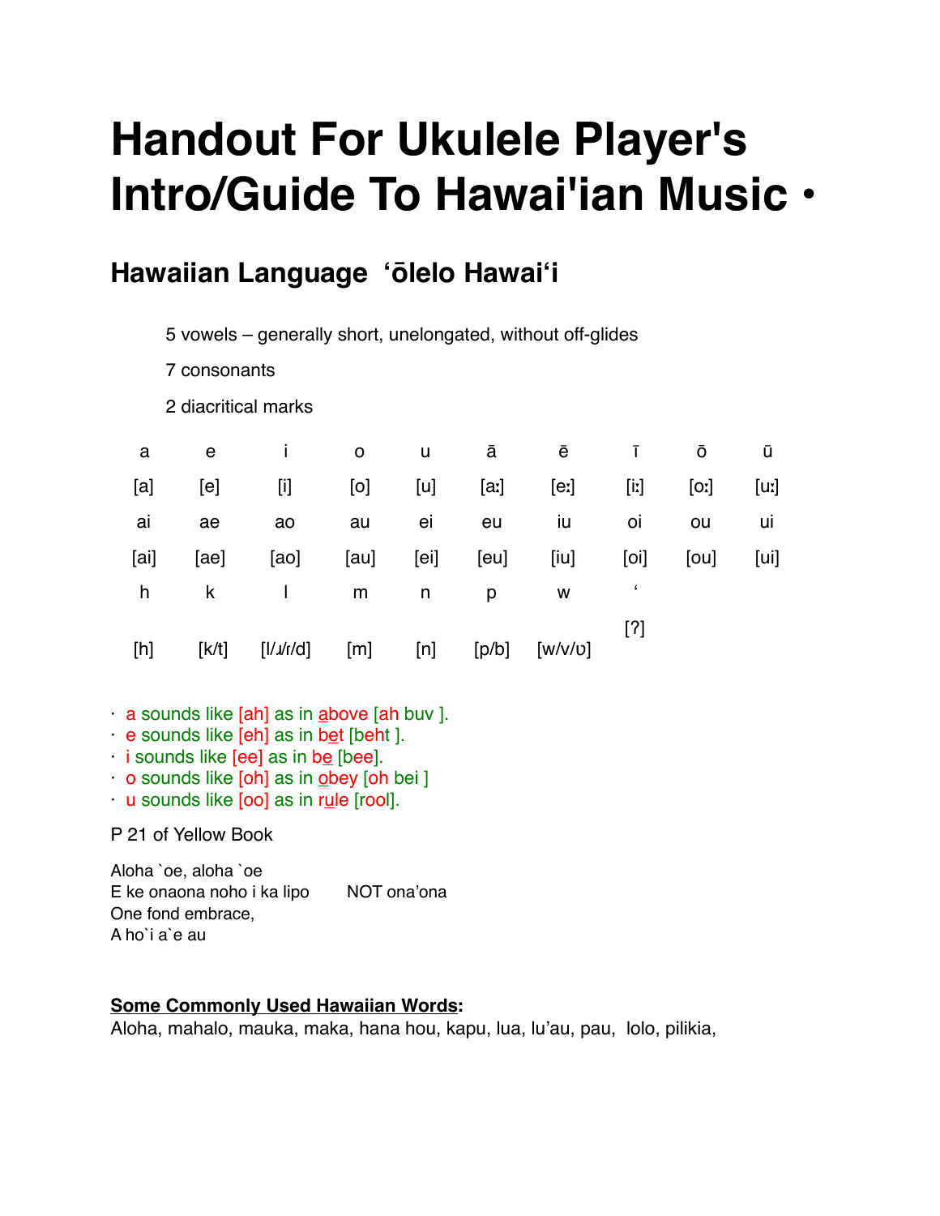# Handout For Ukulele Player's Intro/Guide To Hawai'ian Music •

## Hawaiian Language ʻōlelo Hawaiʻi

5 vowels – generally short, unelongated, without off-glides

7 consonants

2 diacritical marks

| a | e | i | o | u | ā | ē | ī | ō | ū |
|---|---|---|---|---|---|---|---|---|---|
| [a] | [e] | [i] | [o] | [u] | [aː] | [eː] | [iː] | [oː] | [uː] |
| ai | ae | ao | au | ei | eu | iu | oi | ou | ui |
| [ai] | [ae] | [ao] | [au] | [ei] | [eu] | [iu] | [oi] | [ou] | [ui] |
| h | k | l | m | n | p | w | ʻ | | |
| [h] | [k/t] | [l/ɹ/r/d] | [m] | [n] | [p/b] | [w/v/ʋ] | [ʔ] | | |

- a sounds like [ah] as in <u>a</u>bove [ah buv ].
- e sounds like [eh] as in b<u>e</u>t [beht ].
- i sounds like [ee] as in b<u>e</u> [bee].
- o sounds like [oh] as in <u>o</u>bey [oh bei ]
- u sounds like [oo] as in r<u>u</u>le [rool].

P 21 of Yellow Book

Aloha \`oe, aloha \`oe  
E ke onaona noho i ka lipo    NOT ona'ona  
One fond embrace,  
A ho\`i a\`e au

**<u>Some Commonly Used Hawaiian Words</u>:**  
Aloha, mahalo, mauka, maka, hana hou, kapu, lua, lu'au, pau, lolo, pilikia,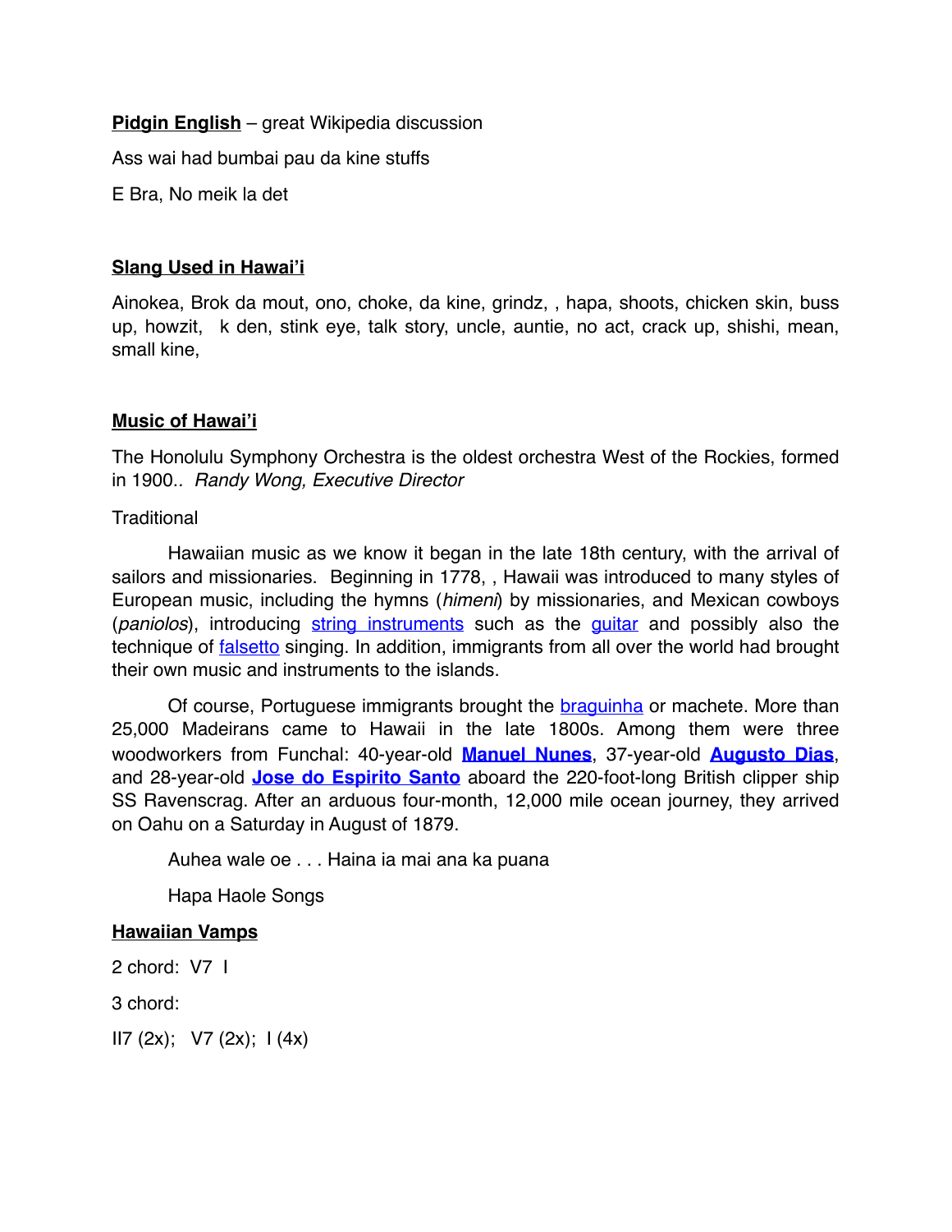**Pidgin English** – great Wikipedia discussion

Ass wai had bumbai pau da kine stuffs

E Bra, No meik la det

**Slang Used in Hawai'i**

Ainokea, Brok da mout, ono, choke, da kine, grindz, , hapa, shoots, chicken skin, buss up, howzit,  k den, stink eye, talk story, uncle, auntie, no act, crack up, shishi, mean, small kine,

**Music of Hawai'i**

The Honolulu Symphony Orchestra is the oldest orchestra West of the Rockies, formed in 1900.. *Randy Wong, Executive Director*

Traditional

Hawaiian music as we know it began in the late 18th century, with the arrival of sailors and missionaries. Beginning in 1778, , Hawaii was introduced to many styles of European music, including the hymns (*himeni*) by missionaries, and Mexican cowboys (*paniolos*), introducing string instruments such as the guitar and possibly also the technique of falsetto singing. In addition, immigrants from all over the world had brought their own music and instruments to the islands.

Of course, Portuguese immigrants brought the braguinha or machete. More than 25,000 Madeirans came to Hawaii in the late 1800s. Among them were three woodworkers from Funchal: 40-year-old **Manuel Nunes**, 37-year-old **Augusto Dias**, and 28-year-old **Jose do Espirito Santo** aboard the 220-foot-long British clipper ship SS Ravenscrag. After an arduous four-month, 12,000 mile ocean journey, they arrived on Oahu on a Saturday in August of 1879.

Auhea wale oe . . . Haina ia mai ana ka puana

Hapa Haole Songs

**Hawaiian Vamps**

2 chord: V7 I

3 chord:

II7 (2x); V7 (2x); I (4x)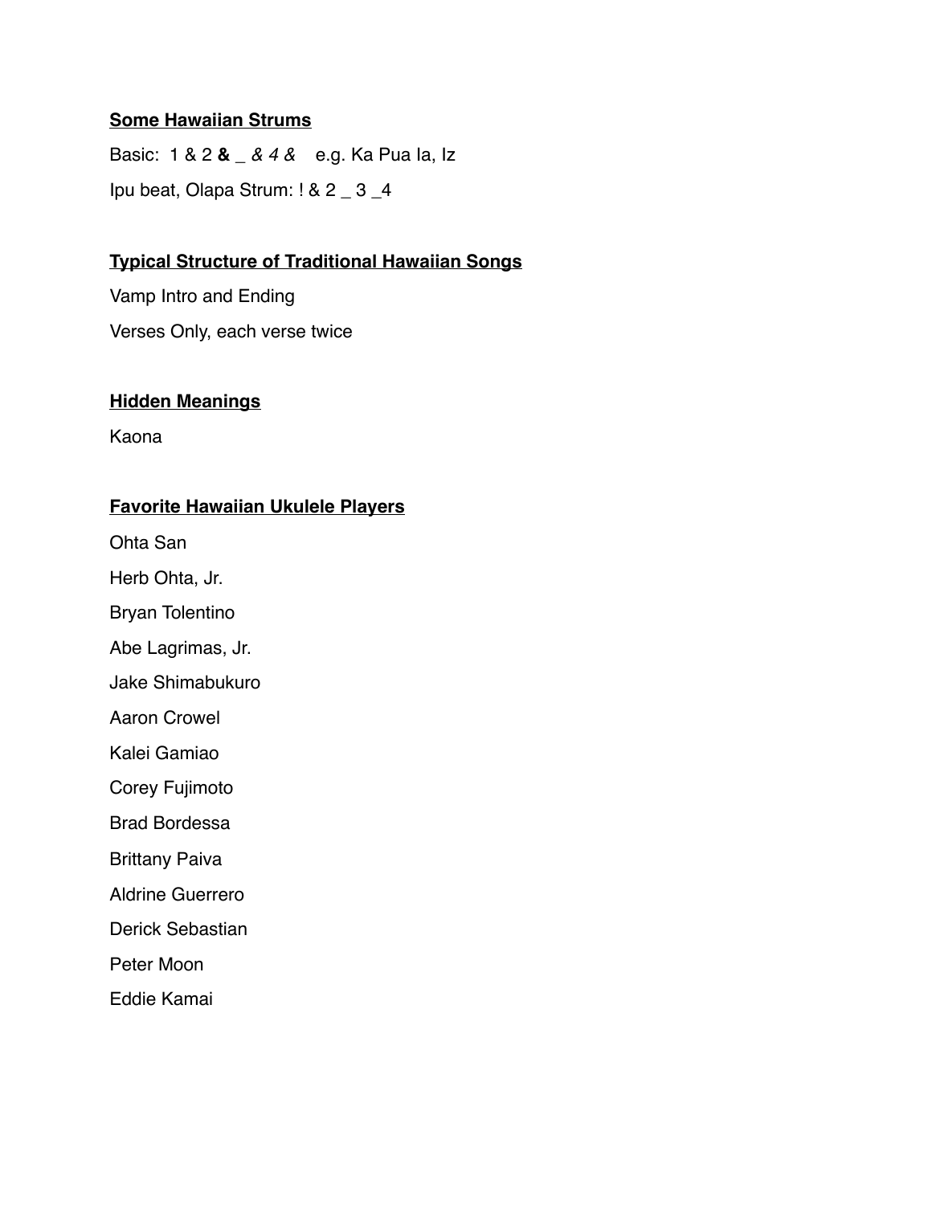**<u>Some Hawaiian Strums</u>**

Basic: 1 & 2 **&** _ *& 4 &* e.g. Ka Pua Ia, Iz

Ipu beat, Olapa Strum: ! & 2 _ 3 _4

**<u>Typical Structure of Traditional Hawaiian Songs</u>**

Vamp Intro and Ending

Verses Only, each verse twice

**<u>Hidden Meanings</u>**

Kaona

**<u>Favorite Hawaiian Ukulele Players</u>**

Ohta San

Herb Ohta, Jr.

Bryan Tolentino

Abe Lagrimas, Jr.

Jake Shimabukuro

Aaron Crowel

Kalei Gamiao

Corey Fujimoto

Brad Bordessa

Brittany Paiva

Aldrine Guerrero

Derick Sebastian

Peter Moon

Eddie Kamai